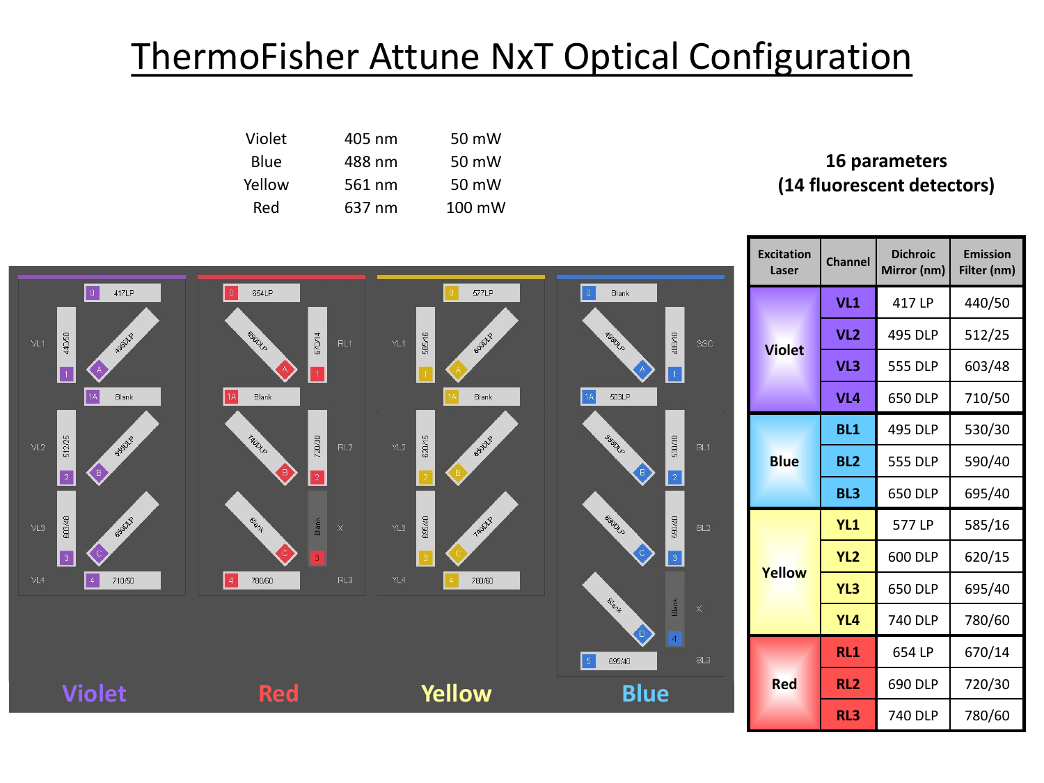# ThermoFisher Attune NxT Optical Configuration

| | | |
|---|---|---|
| Violet | 405 nm | 50 mW |
| Blue | 488 nm | 50 mW |
| Yellow | 561 nm | 50 mW |
| Red | 637 nm | 100 mW |

**16 parameters**
**(14 fluorescent detectors)**

**Violet**

| Channel | Filter | Dichroic |
|---|---|---|
| 0 | 417LP | |
| VL1 | 440/50 (1) | 495DLP (A) |
| 1A | Blank | |
| VL2 | 512/25 (2) | 555DLP (B) |
| VL3 | 603/48 (3) | 650DLP (C) |
| VL4 | 710/50 (4) | |

**Red**

| Channel | Filter | Dichroic |
|---|---|---|
| 0 | 654LP | |
| RL1 | 670/14 (1) | 690DLP (A) |
| 1A | Blank | |
| RL2 | 720/30 (2) | 740DLP (B) |
| X | Blank (3) | Blank (C) |
| RL3 | 780/60 (4) | |

**Yellow**

| Channel | Filter | Dichroic |
|---|---|---|
| 0 | 577LP | |
| YL1 | 585/16 (1) | 600DLP (A) |
| 1A | Blank | |
| YL2 | 620/15 (2) | 650DLP (B) |
| YL3 | 695/40 (3) | 740DLP (C) |
| YL4 | 780/60 (4) | |

**Blue**

| Channel | Filter | Dichroic |
|---|---|---|
| 0 | Blank | |
| SSC | 488/10 (1) | 495DLP (A) |
| 1A | 503LP | |
| BL1 | 530/30 (2) | 555DLP (B) |
| BL2 | 590/40 (3) | 650DLP (C) |
| X | Blank (4) | Blank (D) |
| BL3 | 695/40 (5) | |

| Excitation Laser | Channel | Dichroic Mirror (nm) | Emission Filter (nm) |
|---|---|---|---|
| Violet | VL1 | 417 LP | 440/50 |
| | VL2 | 495 DLP | 512/25 |
| | VL3 | 555 DLP | 603/48 |
| | VL4 | 650 DLP | 710/50 |
| Blue | BL1 | 495 DLP | 530/30 |
| | BL2 | 555 DLP | 590/40 |
| | BL3 | 650 DLP | 695/40 |
| Yellow | YL1 | 577 LP | 585/16 |
| | YL2 | 600 DLP | 620/15 |
| | YL3 | 650 DLP | 695/40 |
| | YL4 | 740 DLP | 780/60 |
| Red | RL1 | 654 LP | 670/14 |
| | RL2 | 690 DLP | 720/30 |
| | RL3 | 740 DLP | 780/60 |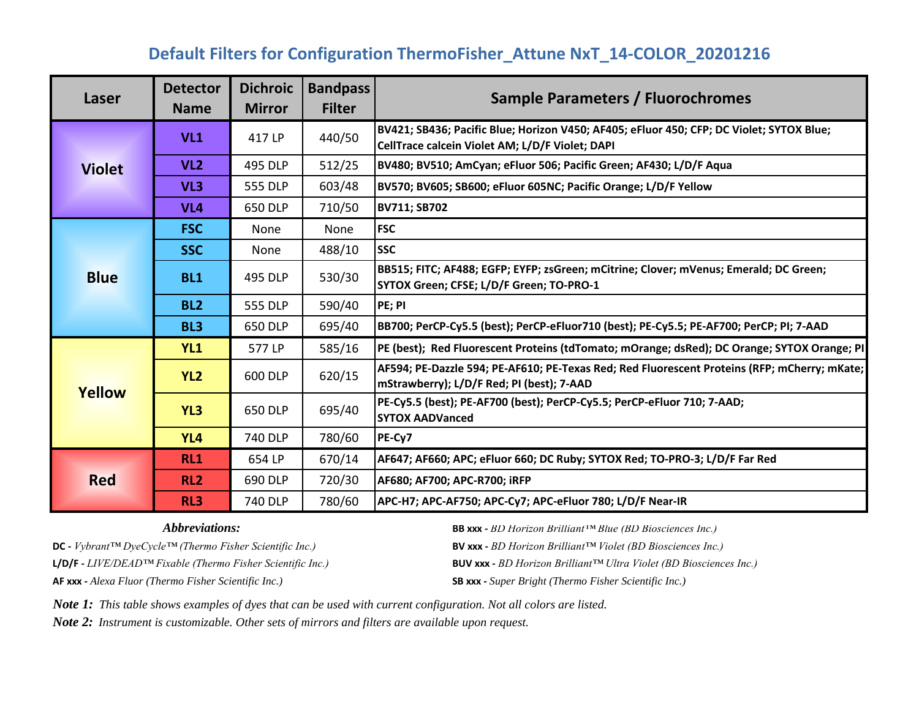# Default Filters for Configuration ThermoFisher_Attune NxT_14-COLOR_20201216

| Laser | Detector Name | Dichroic Mirror | Bandpass Filter | Sample Parameters / Fluorochromes |
|---|---|---|---|---|
| Violet | VL1 | 417 LP | 440/50 | BV421; SB436; Pacific Blue; Horizon V450; AF405; eFluor 450; CFP; DC Violet; SYTOX Blue; CellTrace calcein Violet AM; L/D/F Violet; DAPI |
| | VL2 | 495 DLP | 512/25 | BV480; BV510; AmCyan; eFluor 506; Pacific Green; AF430; L/D/F Aqua |
| | VL3 | 555 DLP | 603/48 | BV570; BV605; SB600; eFluor 605NC; Pacific Orange; L/D/F Yellow |
| | VL4 | 650 DLP | 710/50 | BV711; SB702 |
| Blue | FSC | None | None | FSC |
| | SSC | None | 488/10 | SSC |
| | BL1 | 495 DLP | 530/30 | BB515; FITC; AF488; EGFP; EYFP; zsGreen; mCitrine; Clover; mVenus; Emerald; DC Green; SYTOX Green; CFSE; L/D/F Green; TO-PRO-1 |
| | BL2 | 555 DLP | 590/40 | PE; PI |
| | BL3 | 650 DLP | 695/40 | BB700; PerCP-Cy5.5 (best); PerCP-eFluor710 (best); PE-Cy5.5; PE-AF700; PerCP; PI; 7-AAD |
| Yellow | YL1 | 577 LP | 585/16 | PE (best); Red Fluorescent Proteins (tdTomato; mOrange; dsRed); DC Orange; SYTOX Orange; PI |
| | YL2 | 600 DLP | 620/15 | AF594; PE-Dazzle 594; PE-AF610; PE-Texas Red; Red Fluorescent Proteins (RFP; mCherry; mKate; mStrawberry); L/D/F Red; PI (best); 7-AAD |
| | YL3 | 650 DLP | 695/40 | PE-Cy5.5 (best); PE-AF700 (best); PerCP-Cy5.5; PerCP-eFluor 710; 7-AAD; SYTOX AADVanced |
| | YL4 | 740 DLP | 780/60 | PE-Cy7 |
| Red | RL1 | 654 LP | 670/14 | AF647; AF660; APC; eFluor 660; DC Ruby; SYTOX Red; TO-PRO-3; L/D/F Far Red |
| | RL2 | 690 DLP | 720/30 | AF680; AF700; APC-R700; iRFP |
| | RL3 | 740 DLP | 780/60 | APC-H7; APC-AF750; APC-Cy7; APC-eFluor 780; L/D/F Near-IR |

***Abbreviations:***

**DC -** *Vybrant™ DyeCycle™ (Thermo Fisher Scientific Inc.)*

**L/D/F -** *LIVE/DEAD™ Fixable (Thermo Fisher Scientific Inc.)*

**AF xxx -** *Alexa Fluor (Thermo Fisher Scientific Inc.)*

**BB xxx -** *BD Horizon Brilliant™ Blue (BD Biosciences Inc.)*

**BV xxx -** *BD Horizon Brilliant™ Violet (BD Biosciences Inc.)*

**BUV xxx -** *BD Horizon Brilliant™ Ultra Violet (BD Biosciences Inc.)*

**SB xxx -** *Super Bright (Thermo Fisher Scientific Inc.)*

***Note 1:*** *This table shows examples of dyes that can be used with current configuration. Not all colors are listed.*

***Note 2:*** *Instrument is customizable. Other sets of mirrors and filters are available upon request.*